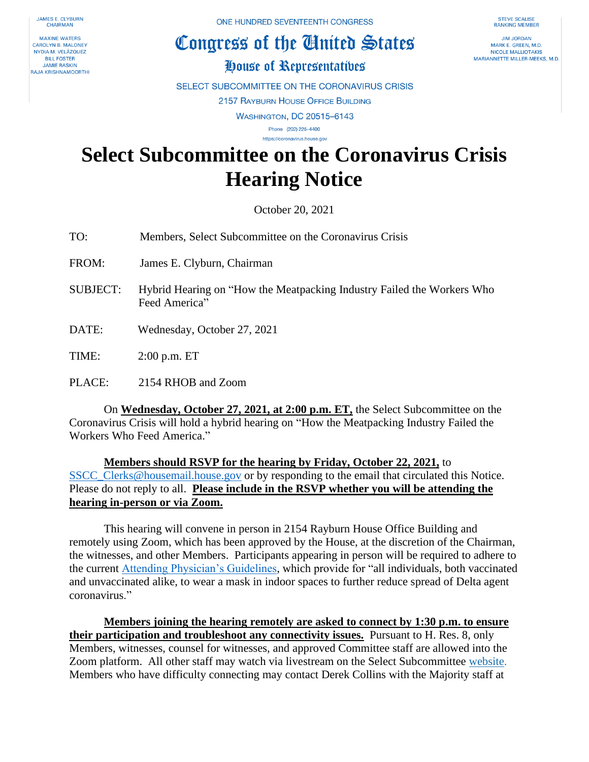JAMES E. CLYBURN
CHAIRMAN

MAXINE WATERS
CAROLYN B. MALONEY
NYDIA M. VELÁZQUEZ
BILL FOSTER
JAMIE RASKIN
RAJA KRISHNAMOORTHI

ONE HUNDRED SEVENTEENTH CONGRESS

**Congress of the United States**

**House of Representatives**

SELECT SUBCOMMITTEE ON THE CORONAVIRUS CRISIS
2157 RAYBURN HOUSE OFFICE BUILDING
WASHINGTON, DC 20515–6143
Phone (202) 225–4400
https://coronavirus.house.gov

STEVE SCALISE
RANKING MEMBER

JIM JORDAN
MARK E. GREEN, M.D.
NICOLE MALLIOTAKIS
MARIANNETTE MILLER-MEEKS, M.D.

# Select Subcommittee on the Coronavirus Crisis Hearing Notice

October 20, 2021

TO: Members, Select Subcommittee on the Coronavirus Crisis

FROM: James E. Clyburn, Chairman

SUBJECT: Hybrid Hearing on "How the Meatpacking Industry Failed the Workers Who Feed America"

DATE: Wednesday, October 27, 2021

TIME: 2:00 p.m. ET

PLACE: 2154 RHOB and Zoom

On **Wednesday, October 27, 2021, at 2:00 p.m. ET,** the Select Subcommittee on the Coronavirus Crisis will hold a hybrid hearing on "How the Meatpacking Industry Failed the Workers Who Feed America."

**Members should RSVP for the hearing by Friday, October 22, 2021,** to SSCC_Clerks@housemail.house.gov or by responding to the email that circulated this Notice. Please do not reply to all. **Please include in the RSVP whether you will be attending the hearing in-person or via Zoom.**

This hearing will convene in person in 2154 Rayburn House Office Building and remotely using Zoom, which has been approved by the House, at the discretion of the Chairman, the witnesses, and other Members. Participants appearing in person will be required to adhere to the current Attending Physician's Guidelines, which provide for "all individuals, both vaccinated and unvaccinated alike, to wear a mask in indoor spaces to further reduce spread of Delta agent coronavirus."

**Members joining the hearing remotely are asked to connect by 1:30 p.m. to ensure their participation and troubleshoot any connectivity issues.** Pursuant to H. Res. 8, only Members, witnesses, counsel for witnesses, and approved Committee staff are allowed into the Zoom platform. All other staff may watch via livestream on the Select Subcommittee website. Members who have difficulty connecting may contact Derek Collins with the Majority staff at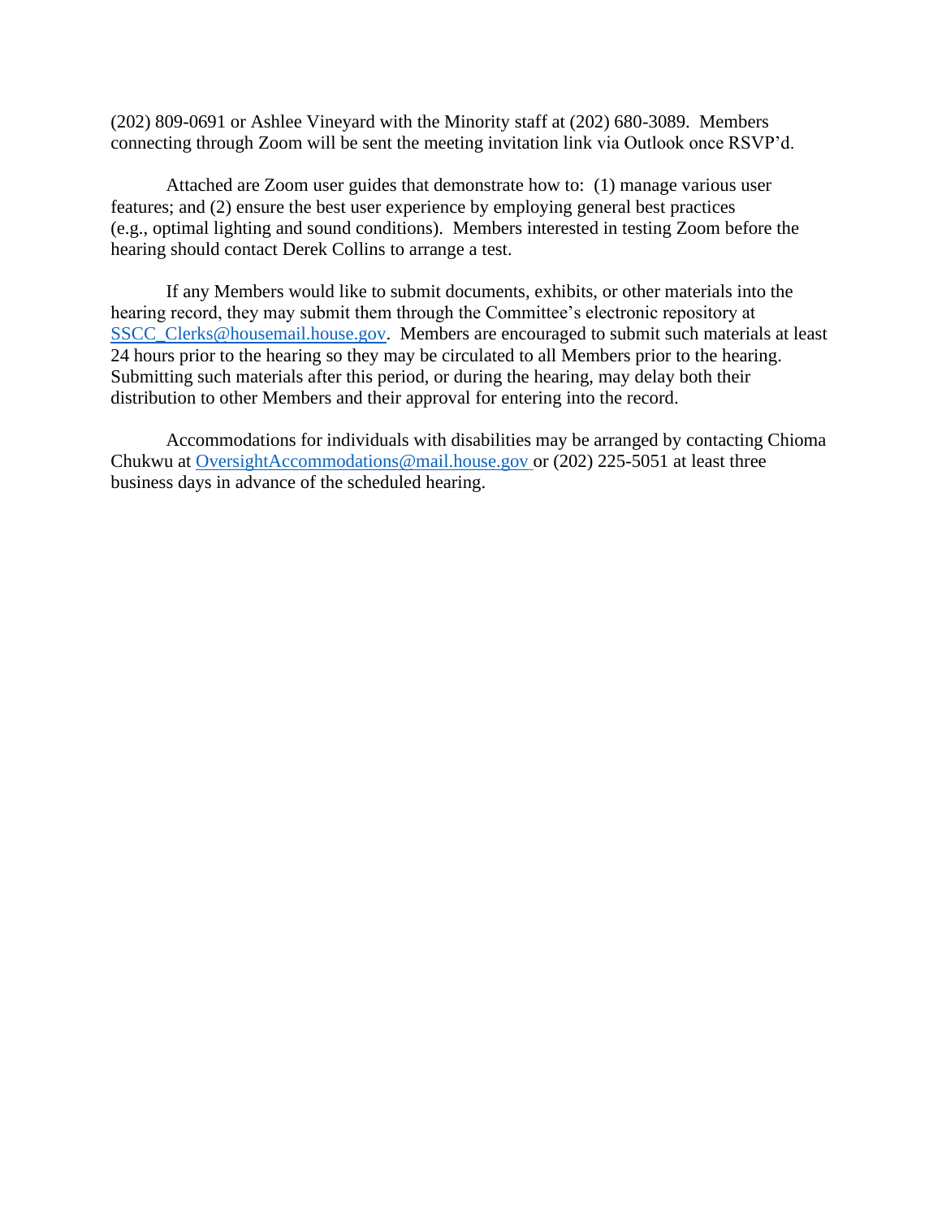(202) 809-0691 or Ashlee Vineyard with the Minority staff at (202) 680-3089. Members connecting through Zoom will be sent the meeting invitation link via Outlook once RSVP'd.

Attached are Zoom user guides that demonstrate how to: (1) manage various user features; and (2) ensure the best user experience by employing general best practices (e.g., optimal lighting and sound conditions). Members interested in testing Zoom before the hearing should contact Derek Collins to arrange a test.

If any Members would like to submit documents, exhibits, or other materials into the hearing record, they may submit them through the Committee's electronic repository at SSCC_Clerks@housemail.house.gov. Members are encouraged to submit such materials at least 24 hours prior to the hearing so they may be circulated to all Members prior to the hearing. Submitting such materials after this period, or during the hearing, may delay both their distribution to other Members and their approval for entering into the record.

Accommodations for individuals with disabilities may be arranged by contacting Chioma Chukwu at OversightAccommodations@mail.house.gov or (202) 225-5051 at least three business days in advance of the scheduled hearing.